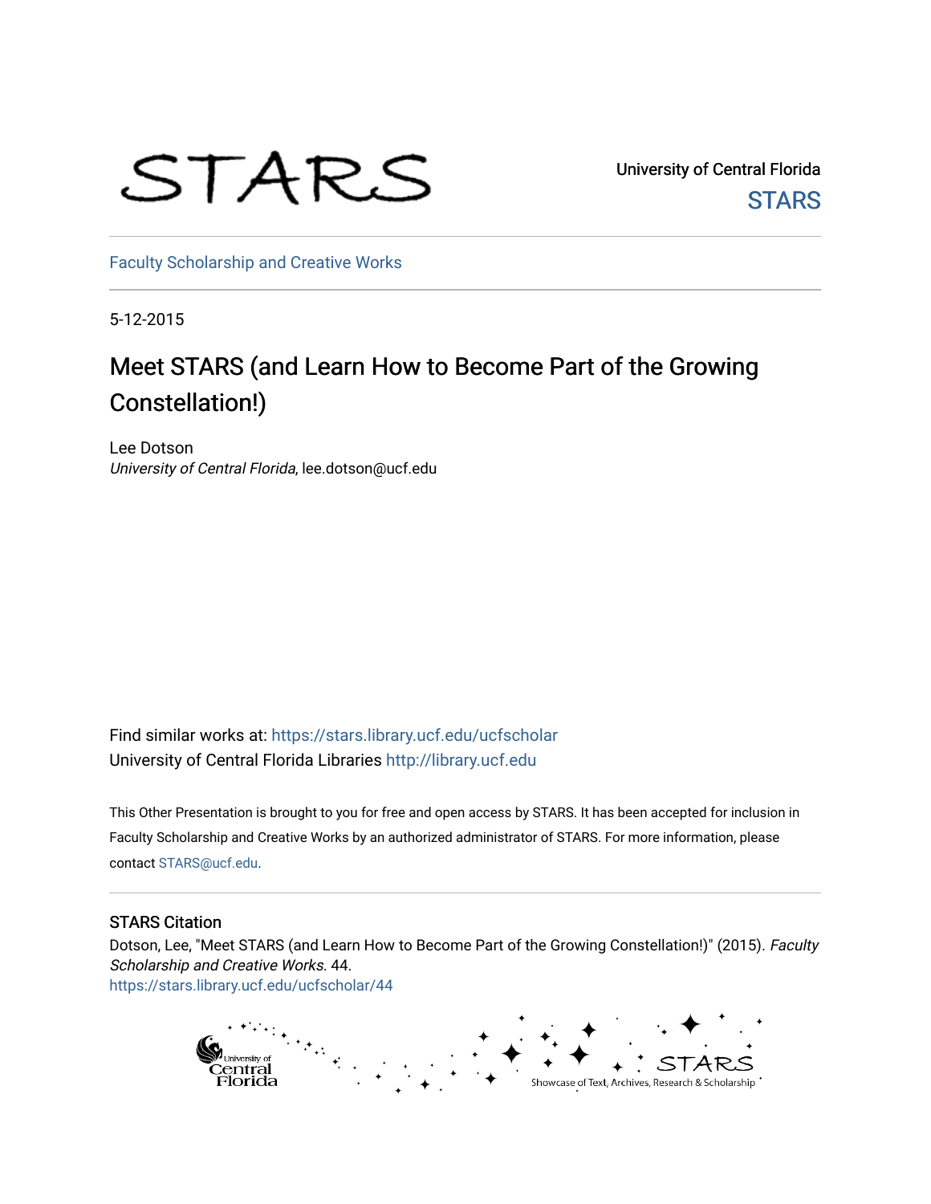STARS

University of Central Florida
STARS

Faculty Scholarship and Creative Works

5-12-2015

# Meet STARS (and Learn How to Become Part of the Growing Constellation!)

Lee Dotson
*University of Central Florida*, lee.dotson@ucf.edu

Find similar works at: https://stars.library.ucf.edu/ucfscholar
University of Central Florida Libraries http://library.ucf.edu

This Other Presentation is brought to you for free and open access by STARS. It has been accepted for inclusion in Faculty Scholarship and Creative Works by an authorized administrator of STARS. For more information, please contact STARS@ucf.edu.

## STARS Citation

Dotson, Lee, "Meet STARS (and Learn How to Become Part of the Growing Constellation!)" (2015). *Faculty Scholarship and Creative Works*. 44.
https://stars.library.ucf.edu/ucfscholar/44

University of Central Florida — STARS: Showcase of Text, Archives, Research & Scholarship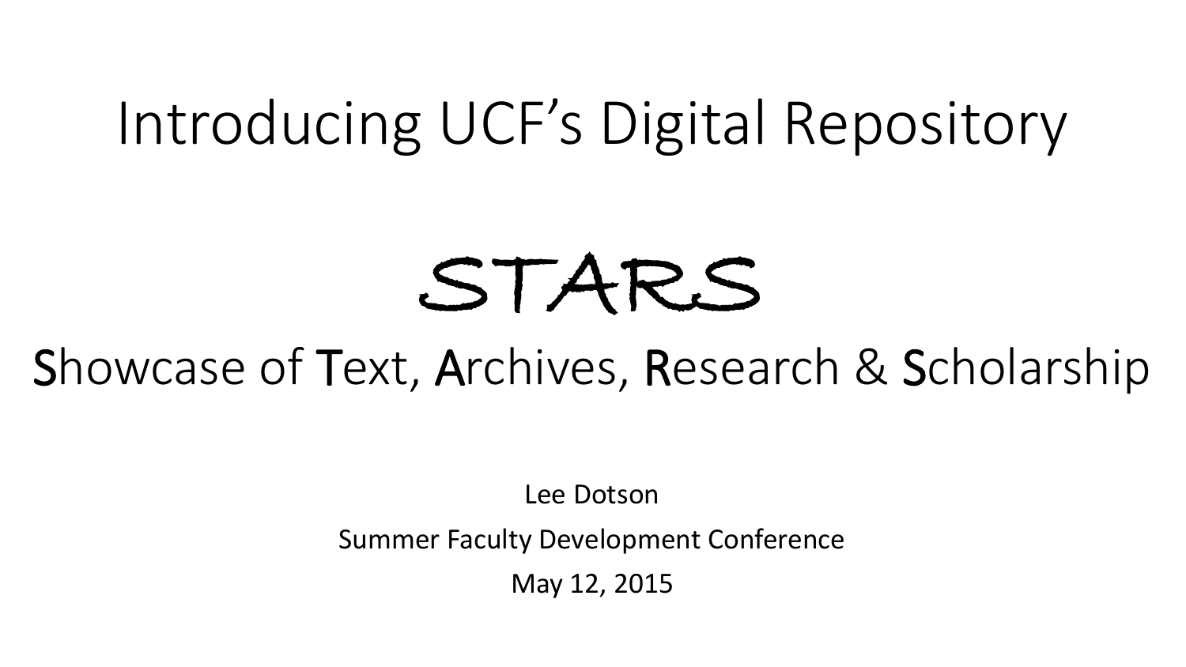# Introducing UCF's Digital Repository

## STARS

**S**howcase of **T**ext, **A**rchives, **R**esearch & **S**cholarship

Lee Dotson

Summer Faculty Development Conference

May 12, 2015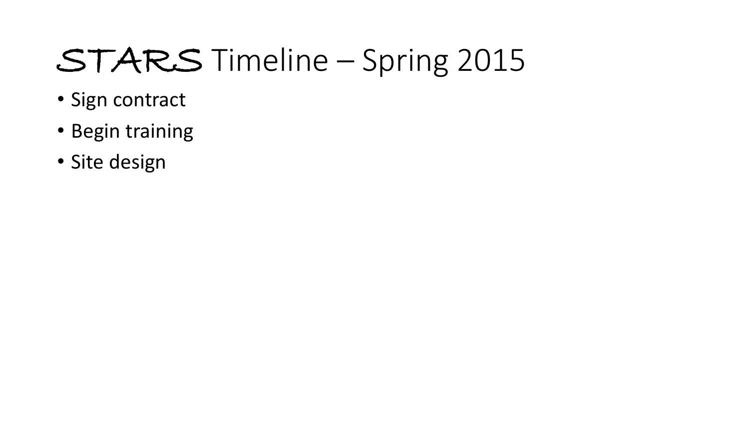# STARS Timeline – Spring 2015

- Sign contract
- Begin training
- Site design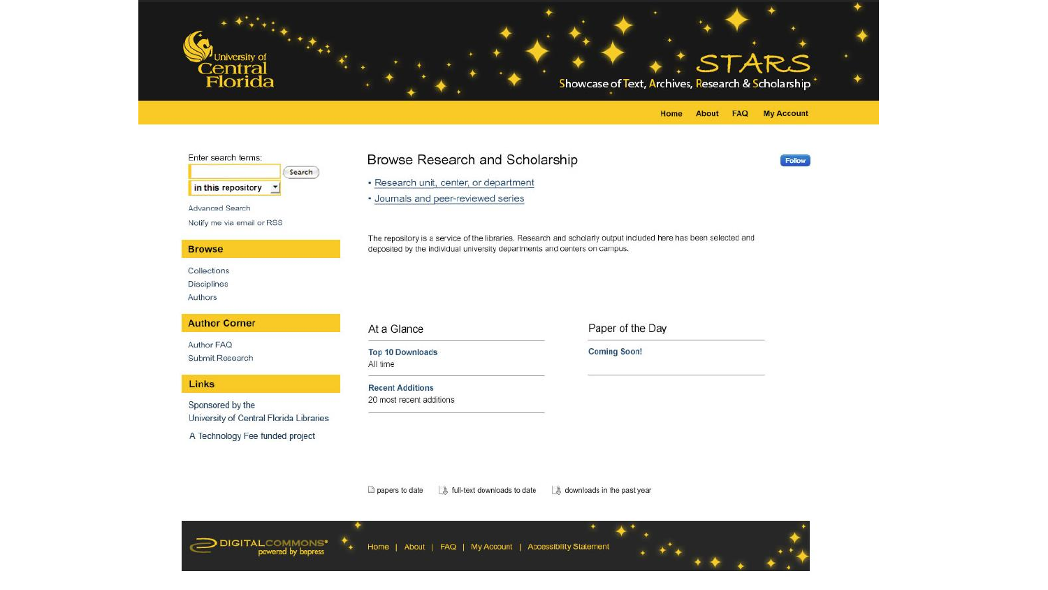University of Central Florida

STARS

Showcase of Text, Archives, Research & Scholarship

Home | About | FAQ | My Account

Enter search terms:

Search

in this repository

Advanced Search

Notify me via email or RSS

## Browse

- Collections
- Disciplines
- Authors

## Author Corner

- Author FAQ
- Submit Research

## Links

Sponsored by the University of Central Florida Libraries

A Technology Fee funded project

# Browse Research and Scholarship

Follow

- Research unit, center, or department
- Journals and peer-reviewed series

The repository is a service of the libraries. Research and scholarly output included here has been selected and deposited by the individual university departments and centers on campus.

## At a Glance

**Top 10 Downloads**
All time

**Recent Additions**
20 most recent additions

## Paper of the Day

**Coming Soon!**

papers to date | full-text downloads to date | downloads in the past year

DIGITALCOMMONS powered by bepress

Home | About | FAQ | My Account | Accessibility Statement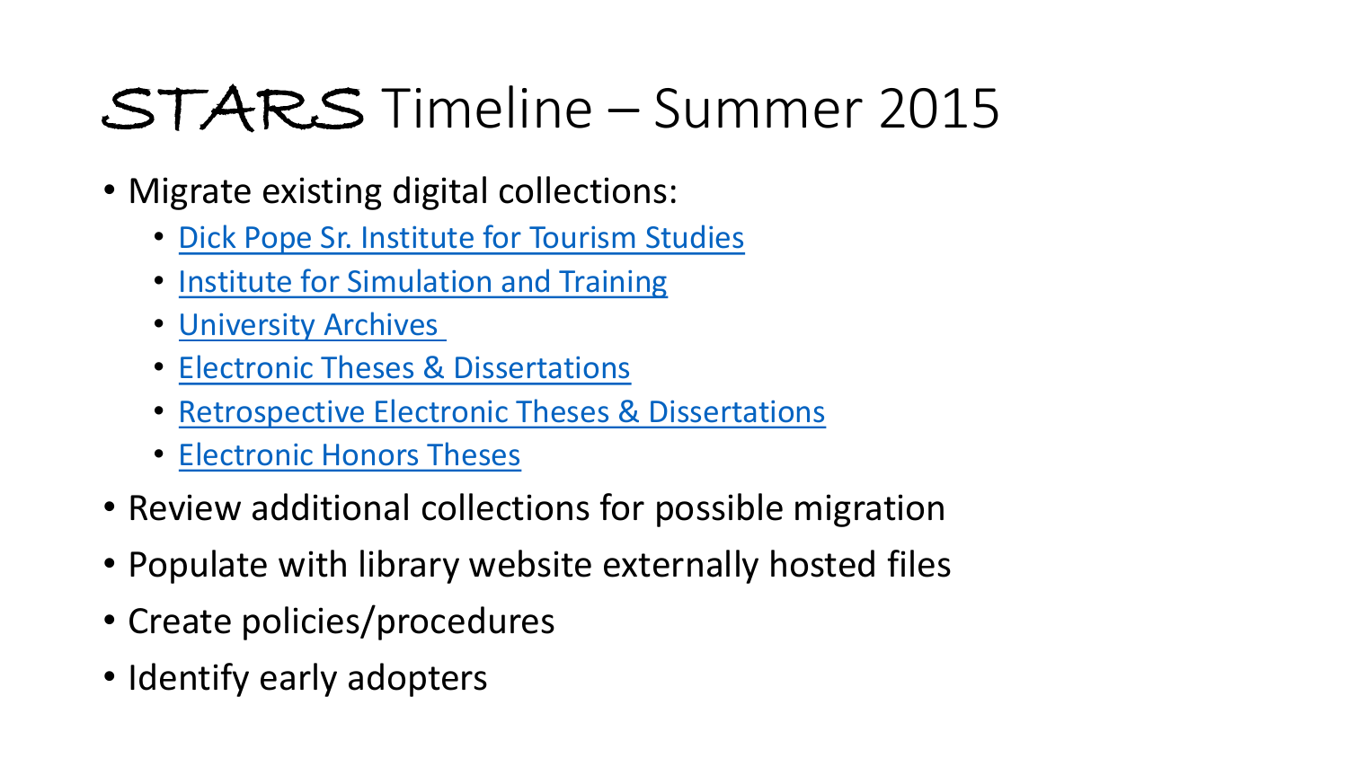# STARS Timeline – Summer 2015

- Migrate existing digital collections:
  - Dick Pope Sr. Institute for Tourism Studies
  - Institute for Simulation and Training
  - University Archives
  - Electronic Theses & Dissertations
  - Retrospective Electronic Theses & Dissertations
  - Electronic Honors Theses
- Review additional collections for possible migration
- Populate with library website externally hosted files
- Create policies/procedures
- Identify early adopters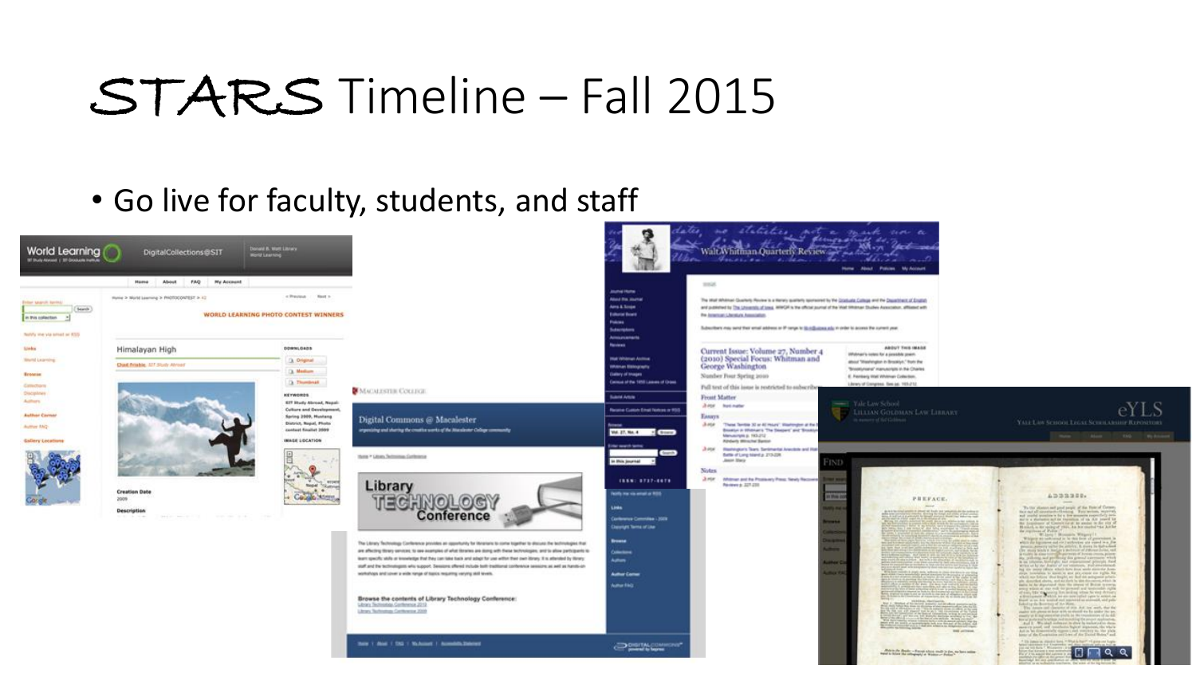# STARS Timeline – Fall 2015

- Go live for faculty, students, and staff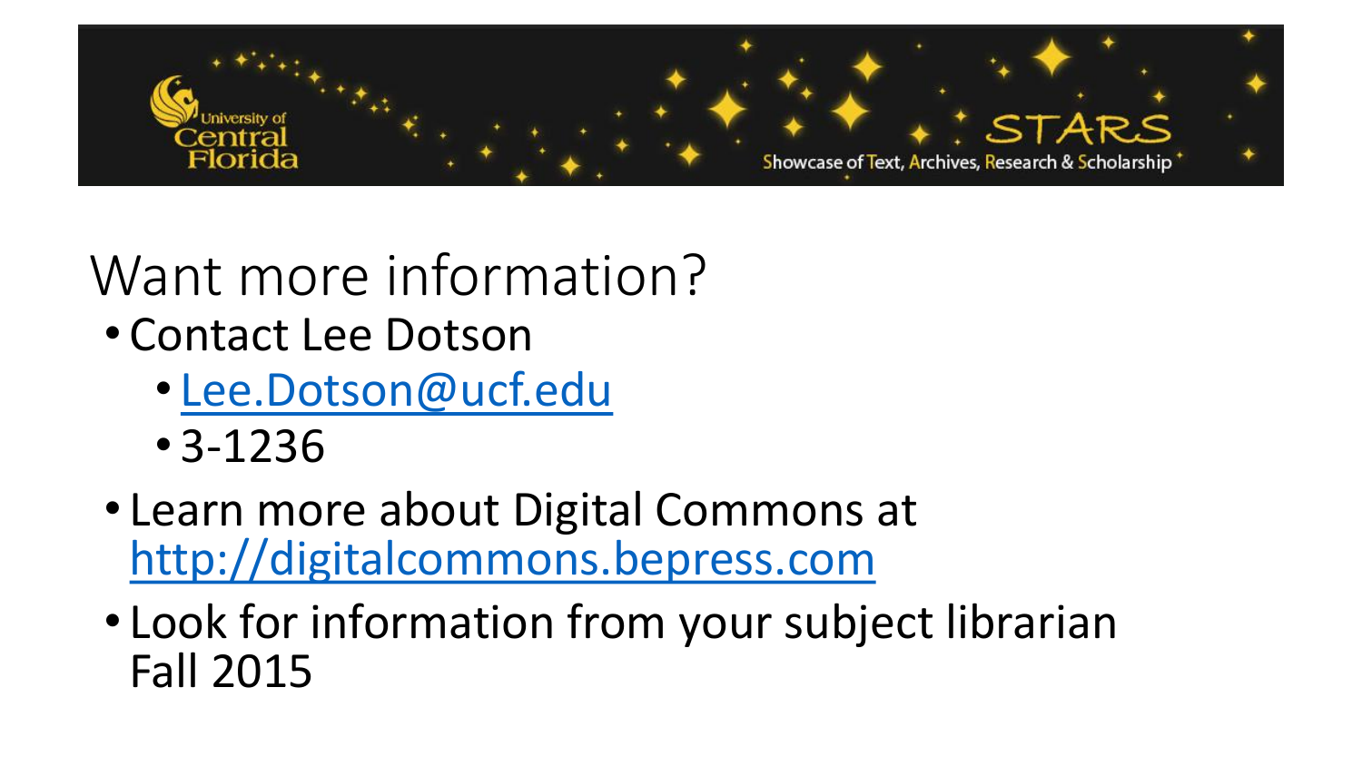University of Central Florida

STARS

Showcase of Text, Archives, Research & Scholarship

# Want more information?

- Contact Lee Dotson
  - [Lee.Dotson@ucf.edu](mailto:Lee.Dotson@ucf.edu)
  - 3-1236
- Learn more about Digital Commons at [http://digitalcommons.bepress.com](http://digitalcommons.bepress.com)
- Look for information from your subject librarian Fall 2015